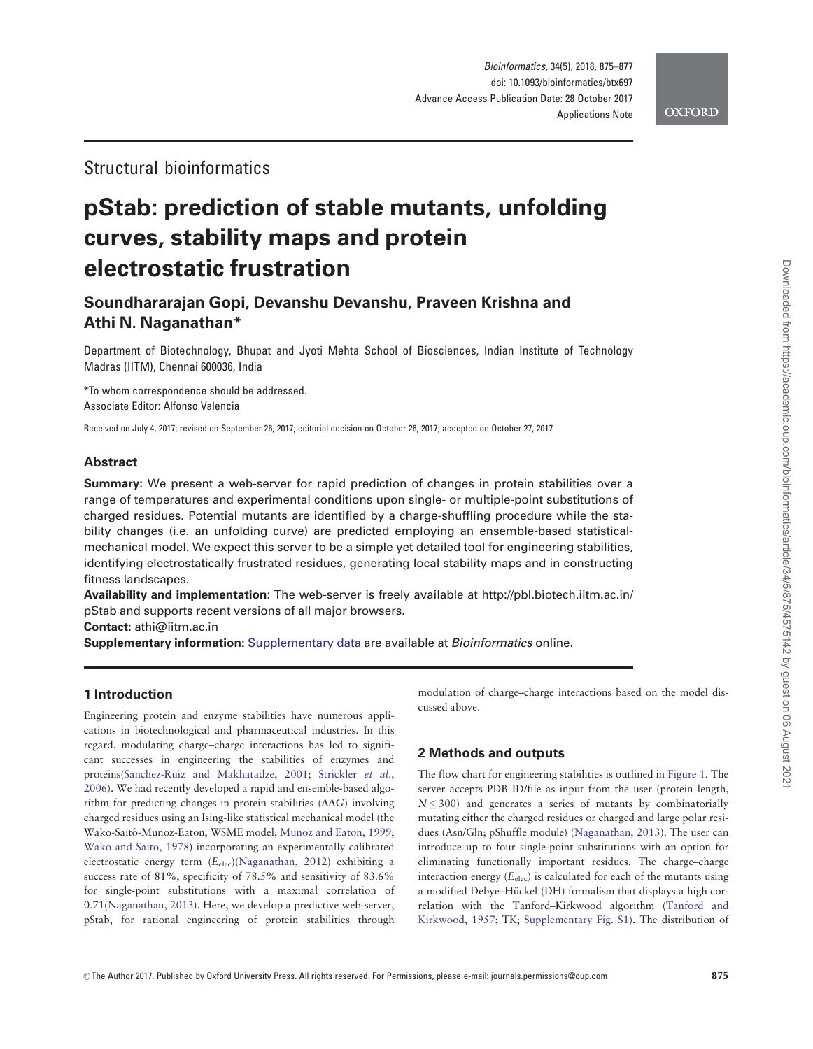Structural bioinformatics

# pStab: prediction of stable mutants, unfolding curves, stability maps and protein electrostatic frustration

**Soundhararajan Gopi, Devanshu Devanshu, Praveen Krishna and Athi N. Naganathan***

Department of Biotechnology, Bhupat and Jyoti Mehta School of Biosciences, Indian Institute of Technology Madras (IITM), Chennai 600036, India

*To whom correspondence should be addressed.
Associate Editor: Alfonso Valencia

Received on July 4, 2017; revised on September 26, 2017; editorial decision on October 26, 2017; accepted on October 27, 2017

## Abstract

**Summary:** We present a web-server for rapid prediction of changes in protein stabilities over a range of temperatures and experimental conditions upon single- or multiple-point substitutions of charged residues. Potential mutants are identified by a charge-shuffling procedure while the stability changes (i.e. an unfolding curve) are predicted employing an ensemble-based statistical-mechanical model. We expect this server to be a simple yet detailed tool for engineering stabilities, identifying electrostatically frustrated residues, generating local stability maps and in constructing fitness landscapes.

**Availability and implementation:** The web-server is freely available at http://pbl.biotech.iitm.ac.in/pStab and supports recent versions of all major browsers.

**Contact:** athi@iitm.ac.in

**Supplementary information:** Supplementary data are available at *Bioinformatics* online.

## 1 Introduction

Engineering protein and enzyme stabilities have numerous applications in biotechnological and pharmaceutical industries. In this regard, modulating charge–charge interactions has led to significant successes in engineering the stabilities of enzymes and proteins(Sanchez-Ruiz and Makhatadze, 2001; Strickler *et al.*, 2006). We had recently developed a rapid and ensemble-based algorithm for predicting changes in protein stabilities ($\Delta\Delta G$) involving charged residues using an Ising-like statistical mechanical model (the Wako-Saitô-Muñoz-Eaton, WSME model; Muñoz and Eaton, 1999; Wako and Saito, 1978) incorporating an experimentally calibrated electrostatic energy term ($E_{elec}$)(Naganathan, 2012) exhibiting a success rate of 81%, specificity of 78.5% and sensitivity of 83.6% for single-point substitutions with a maximal correlation of 0.71(Naganathan, 2013). Here, we develop a predictive web-server, pStab, for rational engineering of protein stabilities through modulation of charge–charge interactions based on the model discussed above.

## 2 Methods and outputs

The flow chart for engineering stabilities is outlined in Figure 1. The server accepts PDB ID/file as input from the user (protein length, $N \leq 300$) and generates a series of mutants by combinatorially mutating either the charged residues or charged and large polar residues (Asn/Gln; pShuffle module) (Naganathan, 2013). The user can introduce up to four single-point substitutions with an option for eliminating functionally important residues. The charge–charge interaction energy ($E_{elec}$) is calculated for each of the mutants using a modified Debye–Hückel (DH) formalism that displays a high correlation with the Tanford–Kirkwood algorithm (Tanford and Kirkwood, 1957; TK; Supplementary Fig. S1). The distribution of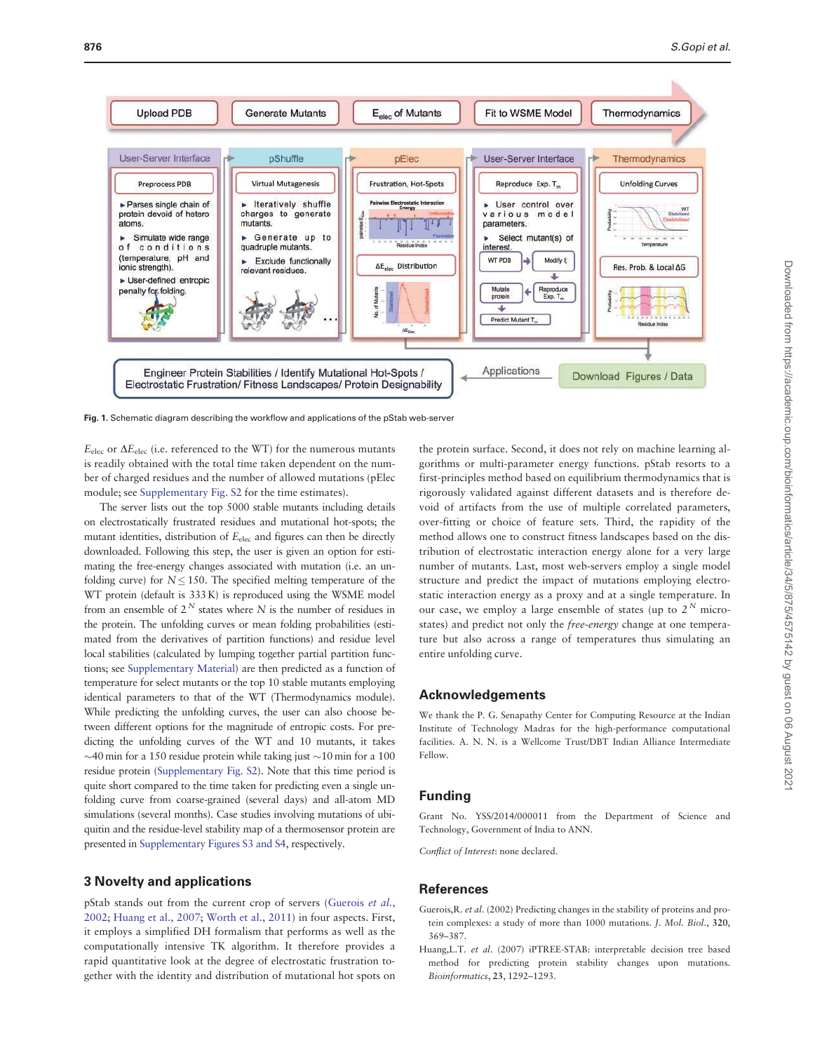Upload PDB
Generate Mutants
$E_{elec}$ of Mutants
Fit to WSME Model
Thermodynamics

User-Server Interface
Preprocess PDB
▸ Parses single chain of protein devoid of hetero atoms.
▸ Simulate wide range of conditions (temperature, pH and ionic strength).
▸ User-defined entropic penalty for folding.

pShuffle
Virtual Mutagenesis
▸ Iteratively shuffle charges to generate mutants.
▸ Generate up to quadruple mutants.
▸ Exclude functionally relevant residues.

pElec
Frustration, Hot-Spots
Pairwise Electrostatic Interaction Energy
Unfavorable
Favorable
Residue Index
Pairwise $E_{elec}$
$\Delta E_{elec}$ Distribution
No. of Mutants
Stabilized
Destabilized
$\Delta E_{elec}$

User-Server Interface
Reproduce Exp. $T_m$
▸ User control over various model parameters.
▸ Select mutant(s) of interest.
WT PDB
Modify ξ
Mutate protein
Reproduce Exp. $T_m$
Predict Mutant $T_m$

Thermodynamics
Unfolding Curves
WT
Stabilized
Destabilized
Probability
Temperature
Res. Prob. & Local ΔG
Probability
Residue Index

Engineer Protein Stabilities / Identify Mutational Hot-Spots / Electrostatic Frustration/ Fitness Landscapes/ Protein Designability
Applications
Download Figures / Data

**Fig. 1.** Schematic diagram describing the workflow and applications of the pStab web-server

$E_{elec}$ or $\Delta E_{elec}$ (i.e. referenced to the WT) for the numerous mutants is readily obtained with the total time taken dependent on the number of charged residues and the number of allowed mutations (pElec module; see Supplementary Fig. S2 for the time estimates).

The server lists out the top 5000 stable mutants including details on electrostatically frustrated residues and mutational hot-spots; the mutant identities, distribution of $E_{elec}$ and figures can then be directly downloaded. Following this step, the user is given an option for estimating the free-energy changes associated with mutation (i.e. an unfolding curve) for $N \leq 150$. The specified melting temperature of the WT protein (default is 333 K) is reproduced using the WSME model from an ensemble of $2^N$ states where $N$ is the number of residues in the protein. The unfolding curves or mean folding probabilities (estimated from the derivatives of partition functions) and residue level local stabilities (calculated by lumping together partial partition functions; see Supplementary Material) are then predicted as a function of temperature for select mutants or the top 10 stable mutants employing identical parameters to that of the WT (Thermodynamics module). While predicting the unfolding curves, the user can also choose between different options for the magnitude of entropic costs. For predicting the unfolding curves of the WT and 10 mutants, it takes ~40 min for a 150 residue protein while taking just ~10 min for a 100 residue protein (Supplementary Fig. S2). Note that this time period is quite short compared to the time taken for predicting even a single unfolding curve from coarse-grained (several days) and all-atom MD simulations (several months). Case studies involving mutations of ubiquitin and the residue-level stability map of a thermosensor protein are presented in Supplementary Figures S3 and S4, respectively.

## 3 Novelty and applications

pStab stands out from the current crop of servers (Guerois *et al.*, 2002; Huang et al., 2007; Worth et al., 2011) in four aspects. First, it employs a simplified DH formalism that performs as well as the computationally intensive TK algorithm. It therefore provides a rapid quantitative look at the degree of electrostatic frustration together with the identity and distribution of mutational hot spots on the protein surface. Second, it does not rely on machine learning algorithms or multi-parameter energy functions. pStab resorts to a first-principles method based on equilibrium thermodynamics that is rigorously validated against different datasets and is therefore devoid of artifacts from the use of multiple correlated parameters, over-fitting or choice of feature sets. Third, the rapidity of the method allows one to construct fitness landscapes based on the distribution of electrostatic interaction energy alone for a very large number of mutants. Last, most web-servers employ a single model structure and predict the impact of mutations employing electrostatic interaction energy as a proxy and at a single temperature. In our case, we employ a large ensemble of states (up to $2^N$ microstates) and predict not only the *free-energy* change at one temperature but also across a range of temperatures thus simulating an entire unfolding curve.

## Acknowledgements

We thank the P. G. Senapathy Center for Computing Resource at the Indian Institute of Technology Madras for the high-performance computational facilities. A. N. N. is a Wellcome Trust/DBT Indian Alliance Intermediate Fellow.

## Funding

Grant No. YSS/2014/000011 from the Department of Science and Technology, Government of India to ANN.

*Conflict of Interest*: none declared.

## References

Guerois,R. *et al.* (2002) Predicting changes in the stability of proteins and protein complexes: a study of more than 1000 mutations. *J. Mol. Biol.*, **320**, 369–387.

Huang,L.T. *et al.* (2007) iPTREE-STAB: interpretable decision tree based method for predicting protein stability changes upon mutations. *Bioinformatics*, **23**, 1292–1293.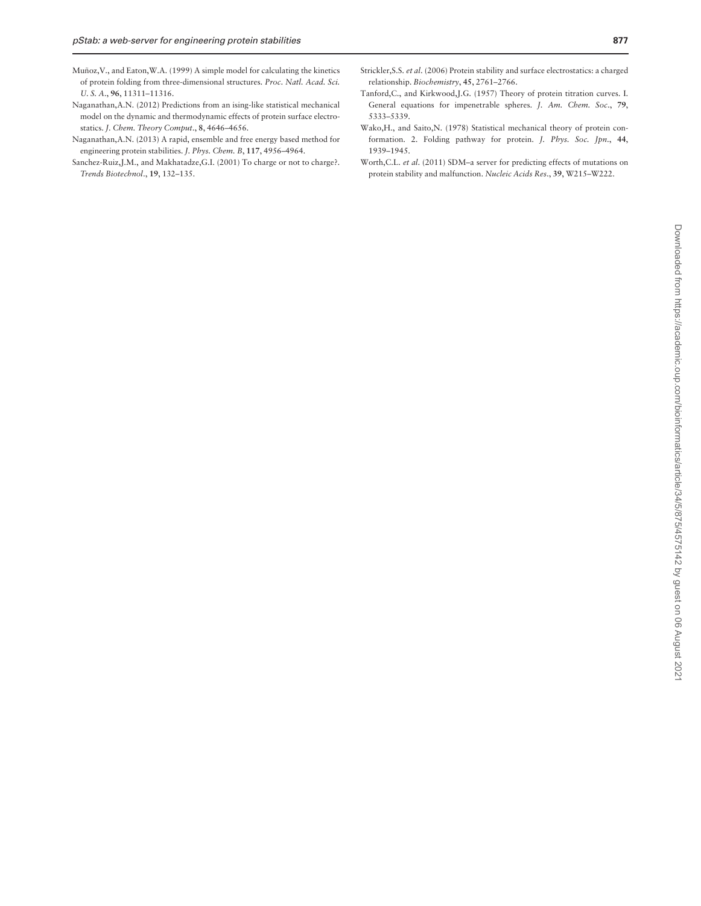Muñoz,V., and Eaton,W.A. (1999) A simple model for calculating the kinetics of protein folding from three-dimensional structures. *Proc. Natl. Acad. Sci. U. S. A.*, **96**, 11311–11316.

Naganathan,A.N. (2012) Predictions from an ising-like statistical mechanical model on the dynamic and thermodynamic effects of protein surface electrostatics. *J. Chem. Theory Comput.*, **8**, 4646–4656.

Naganathan,A.N. (2013) A rapid, ensemble and free energy based method for engineering protein stabilities. *J. Phys. Chem. B*, **117**, 4956–4964.

Sanchez-Ruiz,J.M., and Makhatadze,G.I. (2001) To charge or not to charge?. *Trends Biotechnol.*, **19**, 132–135.

Strickler,S.S. *et al.* (2006) Protein stability and surface electrostatics: a charged relationship. *Biochemistry*, **45**, 2761–2766.

Tanford,C., and Kirkwood,J.G. (1957) Theory of protein titration curves. I. General equations for impenetrable spheres. *J. Am. Chem. Soc.*, **79**, 5333–5339.

Wako,H., and Saito,N. (1978) Statistical mechanical theory of protein conformation. 2. Folding pathway for protein. *J. Phys. Soc. Jpn.*, **44**, 1939–1945.

Worth,C.L. *et al.* (2011) SDM–a server for predicting effects of mutations on protein stability and malfunction. *Nucleic Acids Res.*, **39**, W215–W222.